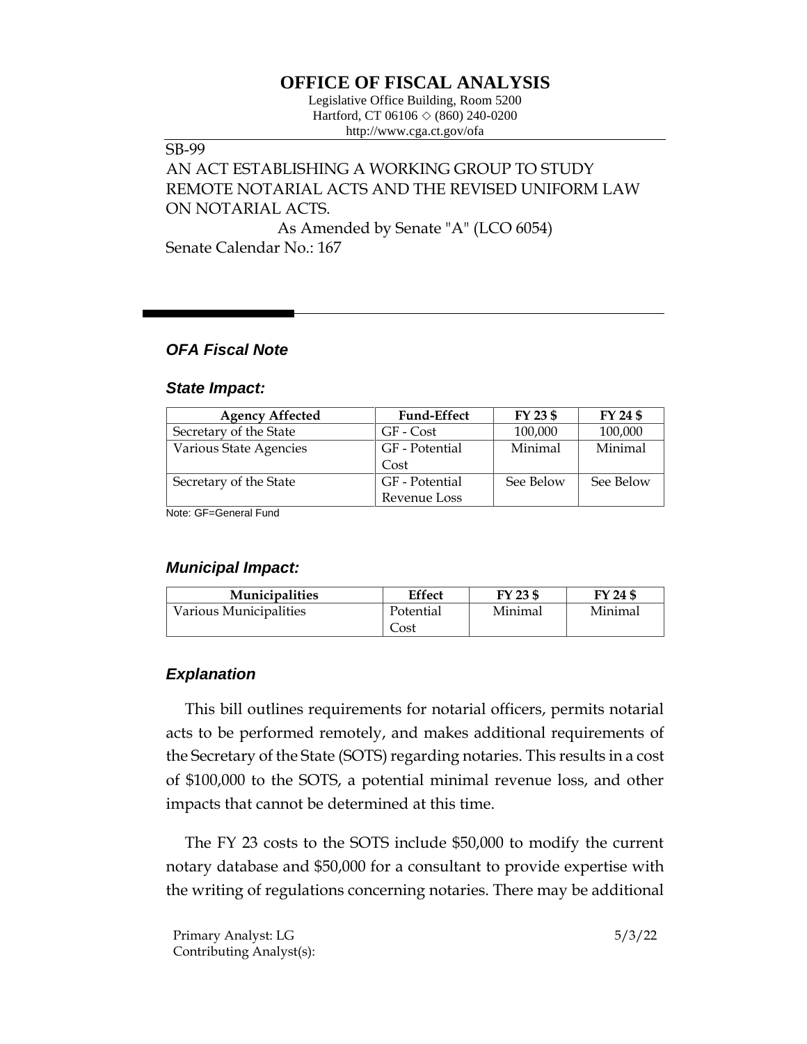# OFFICE OF FISCAL ANALYSIS

Legislative Office Building, Room 5200
Hartford, CT 06106 ◇ (860) 240-0200
http://www.cga.ct.gov/ofa

SB-99
AN ACT ESTABLISHING A WORKING GROUP TO STUDY REMOTE NOTARIAL ACTS AND THE REVISED UNIFORM LAW ON NOTARIAL ACTS.
As Amended by Senate "A" (LCO 6054)
Senate Calendar No.: 167

## *OFA Fiscal Note*

### *State Impact:*

| Agency Affected | Fund-Effect | FY 23 $ | FY 24 $ |
|---|---|---|---|
| Secretary of the State | GF - Cost | 100,000 | 100,000 |
| Various State Agencies | GF - Potential Cost | Minimal | Minimal |
| Secretary of the State | GF - Potential Revenue Loss | See Below | See Below |

Note: GF=General Fund

### *Municipal Impact:*

| Municipalities | Effect | FY 23 $ | FY 24 $ |
|---|---|---|---|
| Various Municipalities | Potential Cost | Minimal | Minimal |

### *Explanation*

This bill outlines requirements for notarial officers, permits notarial acts to be performed remotely, and makes additional requirements of the Secretary of the State (SOTS) regarding notaries. This results in a cost of $100,000 to the SOTS, a potential minimal revenue loss, and other impacts that cannot be determined at this time.

The FY 23 costs to the SOTS include $50,000 to modify the current notary database and $50,000 for a consultant to provide expertise with the writing of regulations concerning notaries. There may be additional

Primary Analyst: LG
Contributing Analyst(s):

5/3/22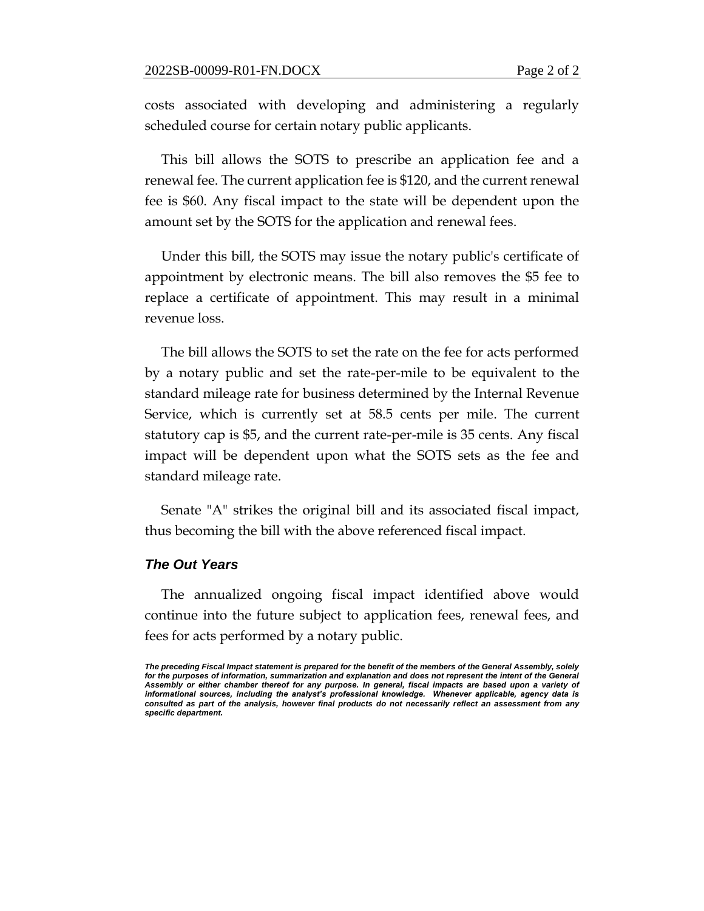costs associated with developing and administering a regularly scheduled course for certain notary public applicants.

This bill allows the SOTS to prescribe an application fee and a renewal fee. The current application fee is $120, and the current renewal fee is $60. Any fiscal impact to the state will be dependent upon the amount set by the SOTS for the application and renewal fees.

Under this bill, the SOTS may issue the notary public's certificate of appointment by electronic means. The bill also removes the $5 fee to replace a certificate of appointment. This may result in a minimal revenue loss.

The bill allows the SOTS to set the rate on the fee for acts performed by a notary public and set the rate-per-mile to be equivalent to the standard mileage rate for business determined by the Internal Revenue Service, which is currently set at 58.5 cents per mile. The current statutory cap is $5, and the current rate-per-mile is 35 cents. Any fiscal impact will be dependent upon what the SOTS sets as the fee and standard mileage rate.

Senate "A" strikes the original bill and its associated fiscal impact, thus becoming the bill with the above referenced fiscal impact.

### *The Out Years*

The annualized ongoing fiscal impact identified above would continue into the future subject to application fees, renewal fees, and fees for acts performed by a notary public.

***The preceding Fiscal Impact statement is prepared for the benefit of the members of the General Assembly, solely for the purposes of information, summarization and explanation and does not represent the intent of the General Assembly or either chamber thereof for any purpose. In general, fiscal impacts are based upon a variety of informational sources, including the analyst's professional knowledge. Whenever applicable, agency data is consulted as part of the analysis, however final products do not necessarily reflect an assessment from any specific department.***